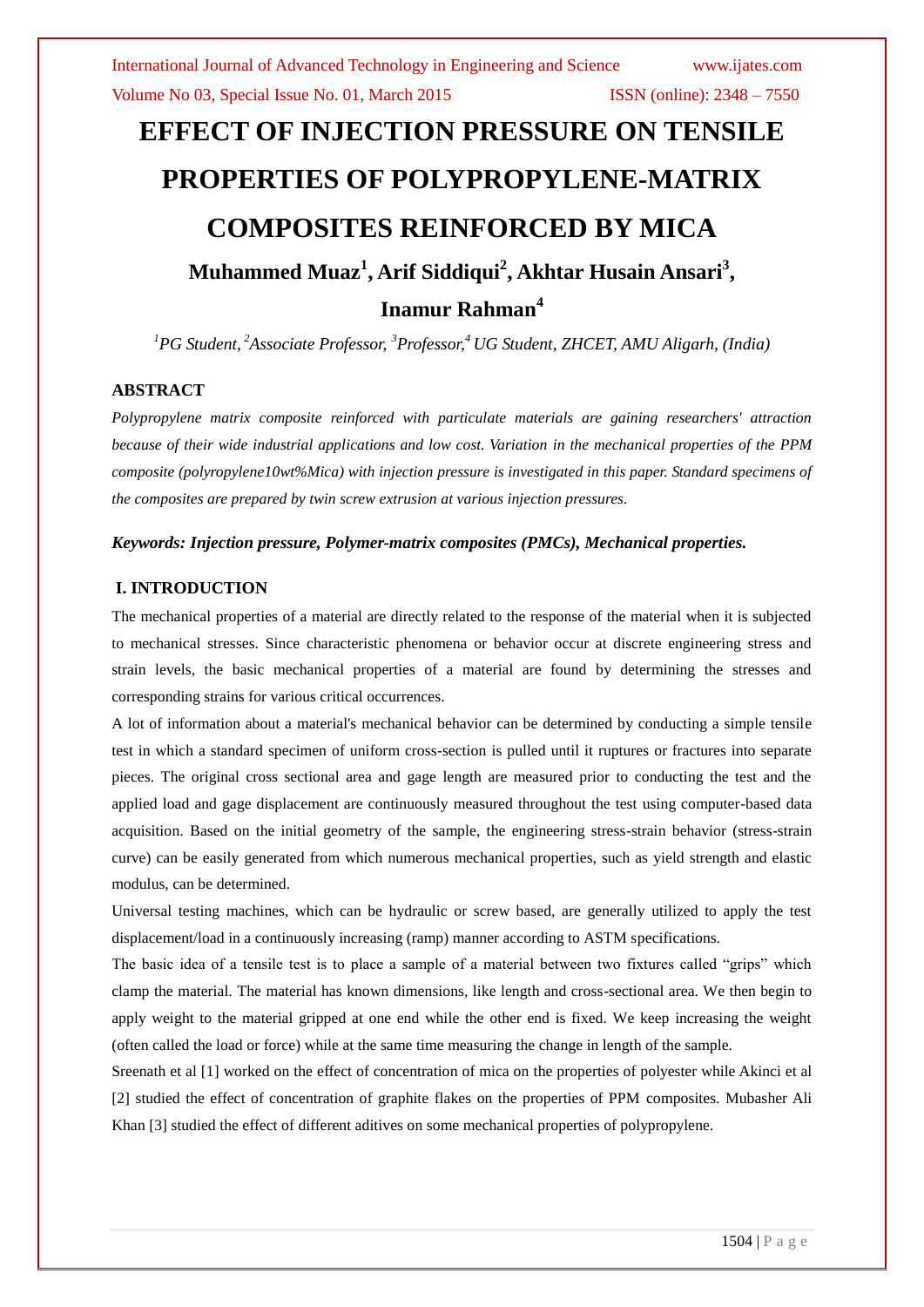# EFFECT OF INJECTION PRESSURE ON TENSILE PROPERTIES OF POLYPROPYLENE-MATRIX COMPOSITES REINFORCED BY MICA

**Muhammed Muaz[1], Arif Siddiqui[2], Akhtar Husain Ansari[3], Inamur Rahman[4]**

*[1]PG Student, [2]Associate Professor, [3]Professor, [4]UG Student, ZHCET, AMU Aligarh, (India)*

## ABSTRACT

*Polypropylene matrix composite reinforced with particulate materials are gaining researchers' attraction because of their wide industrial applications and low cost. Variation in the mechanical properties of the PPM composite (polyropylene10wt%Mica) with injection pressure is investigated in this paper. Standard specimens of the composites are prepared by twin screw extrusion at various injection pressures.*

***Keywords: Injection pressure, Polymer-matrix composites (PMCs), Mechanical properties.***

## I. INTRODUCTION

The mechanical properties of a material are directly related to the response of the material when it is subjected to mechanical stresses. Since characteristic phenomena or behavior occur at discrete engineering stress and strain levels, the basic mechanical properties of a material are found by determining the stresses and corresponding strains for various critical occurrences.

A lot of information about a material's mechanical behavior can be determined by conducting a simple tensile test in which a standard specimen of uniform cross-section is pulled until it ruptures or fractures into separate pieces. The original cross sectional area and gage length are measured prior to conducting the test and the applied load and gage displacement are continuously measured throughout the test using computer-based data acquisition. Based on the initial geometry of the sample, the engineering stress-strain behavior (stress-strain curve) can be easily generated from which numerous mechanical properties, such as yield strength and elastic modulus, can be determined.

Universal testing machines, which can be hydraulic or screw based, are generally utilized to apply the test displacement/load in a continuously increasing (ramp) manner according to ASTM specifications.

The basic idea of a tensile test is to place a sample of a material between two fixtures called "grips" which clamp the material. The material has known dimensions, like length and cross-sectional area. We then begin to apply weight to the material gripped at one end while the other end is fixed. We keep increasing the weight (often called the load or force) while at the same time measuring the change in length of the sample.

Sreenath et al [1] worked on the effect of concentration of mica on the properties of polyester while Akinci et al [2] studied the effect of concentration of graphite flakes on the properties of PPM composites. Mubasher Ali Khan [3] studied the effect of different aditives on some mechanical properties of polypropylene.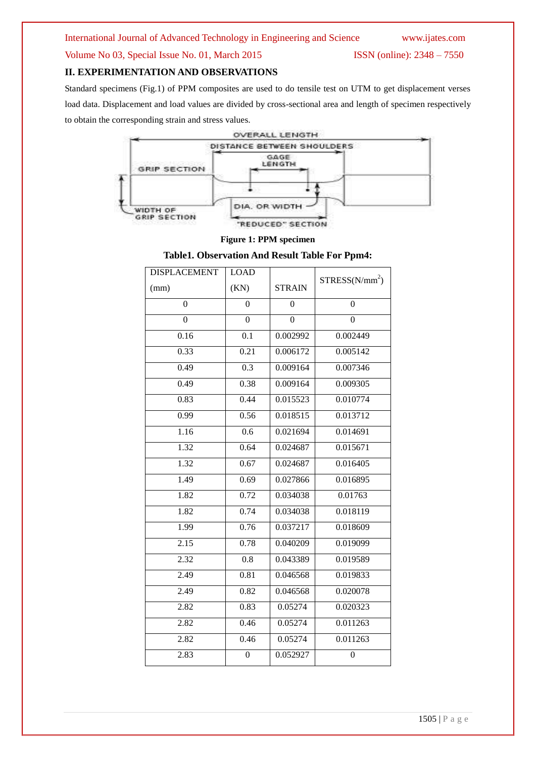## II. EXPERIMENTATION AND OBSERVATIONS

Standard specimens (Fig.1) of PPM composites are used to do tensile test on UTM to get displacement verses load data. Displacement and load values are divided by cross-sectional area and length of specimen respectively to obtain the corresponding strain and stress values.

**Figure 1: PPM specimen**

**Table1. Observation And Result Table For Ppm4:**

| DISPLACEMENT (mm) | LOAD (KN) | STRAIN | STRESS(N/mm$^2$) |
|---|---|---|---|
| 0 | 0 | 0 | 0 |
| 0 | 0 | 0 | 0 |
| 0.16 | 0.1 | 0.002992 | 0.002449 |
| 0.33 | 0.21 | 0.006172 | 0.005142 |
| 0.49 | 0.3 | 0.009164 | 0.007346 |
| 0.49 | 0.38 | 0.009164 | 0.009305 |
| 0.83 | 0.44 | 0.015523 | 0.010774 |
| 0.99 | 0.56 | 0.018515 | 0.013712 |
| 1.16 | 0.6 | 0.021694 | 0.014691 |
| 1.32 | 0.64 | 0.024687 | 0.015671 |
| 1.32 | 0.67 | 0.024687 | 0.016405 |
| 1.49 | 0.69 | 0.027866 | 0.016895 |
| 1.82 | 0.72 | 0.034038 | 0.01763 |
| 1.82 | 0.74 | 0.034038 | 0.018119 |
| 1.99 | 0.76 | 0.037217 | 0.018609 |
| 2.15 | 0.78 | 0.040209 | 0.019099 |
| 2.32 | 0.8 | 0.043389 | 0.019589 |
| 2.49 | 0.81 | 0.046568 | 0.019833 |
| 2.49 | 0.82 | 0.046568 | 0.020078 |
| 2.82 | 0.83 | 0.05274 | 0.020323 |
| 2.82 | 0.46 | 0.05274 | 0.011263 |
| 2.82 | 0.46 | 0.05274 | 0.011263 |
| 2.83 | 0 | 0.052927 | 0 |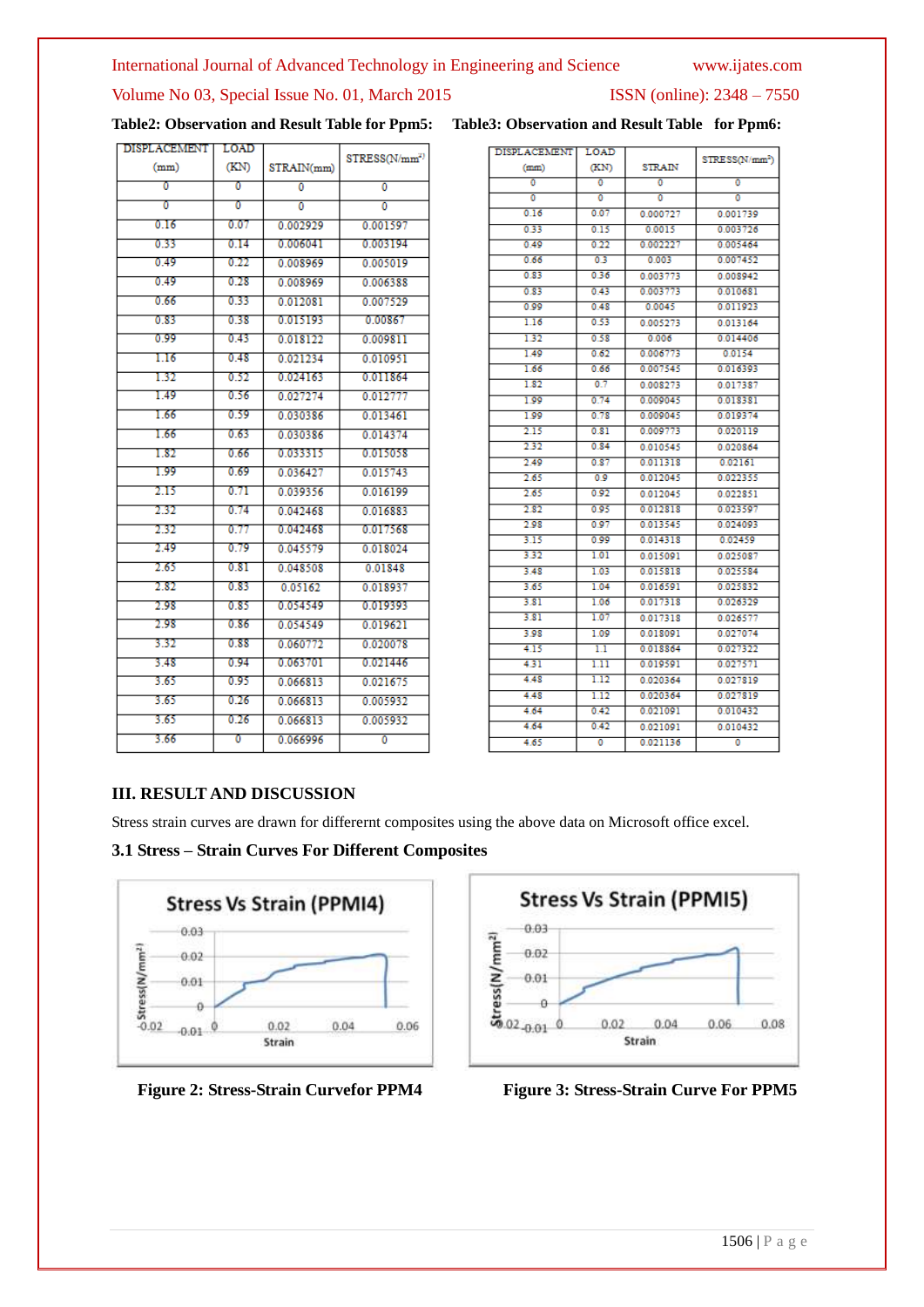**Table2: Observation and Result Table for Ppm5:**

| DISPLACEMENT (mm) | LOAD (KN) | STRAIN(mm) | STRESS(N/mm²) |
|---|---|---|---|
| 0 | 0 | 0 | 0 |
| 0 | 0 | 0 | 0 |
| 0.16 | 0.07 | 0.002929 | 0.001597 |
| 0.33 | 0.14 | 0.006041 | 0.003194 |
| 0.49 | 0.22 | 0.008969 | 0.005019 |
| 0.49 | 0.28 | 0.008969 | 0.006388 |
| 0.66 | 0.33 | 0.012081 | 0.007529 |
| 0.83 | 0.38 | 0.015193 | 0.00867 |
| 0.99 | 0.43 | 0.018122 | 0.009811 |
| 1.16 | 0.48 | 0.021234 | 0.010951 |
| 1.32 | 0.52 | 0.024163 | 0.011864 |
| 1.49 | 0.56 | 0.027274 | 0.012777 |
| 1.66 | 0.59 | 0.030386 | 0.013461 |
| 1.66 | 0.63 | 0.030386 | 0.014374 |
| 1.82 | 0.66 | 0.033315 | 0.015058 |
| 1.99 | 0.69 | 0.036427 | 0.015743 |
| 2.15 | 0.71 | 0.039356 | 0.016199 |
| 2.32 | 0.74 | 0.042468 | 0.016883 |
| 2.32 | 0.77 | 0.042468 | 0.017568 |
| 2.49 | 0.79 | 0.045579 | 0.018024 |
| 2.65 | 0.81 | 0.048508 | 0.01848 |
| 2.82 | 0.83 | 0.05162 | 0.018937 |
| 2.98 | 0.85 | 0.054549 | 0.019393 |
| 2.98 | 0.86 | 0.054549 | 0.019621 |
| 3.32 | 0.88 | 0.060772 | 0.020078 |
| 3.48 | 0.94 | 0.063701 | 0.021446 |
| 3.65 | 0.95 | 0.066813 | 0.021675 |
| 3.65 | 0.26 | 0.066813 | 0.005932 |
| 3.65 | 0.26 | 0.066813 | 0.005932 |
| 3.66 | 0 | 0.066996 | 0 |

**Table3: Observation and Result Table for Ppm6:**

| DISPLACEMENT (mm) | LOAD (KN) | STRAIN | STRESS(N/mm²) |
|---|---|---|---|
| 0 | 0 | 0 | 0 |
| 0 | 0 | 0 | 0 |
| 0.16 | 0.07 | 0.000727 | 0.001739 |
| 0.33 | 0.15 | 0.0015 | 0.003726 |
| 0.49 | 0.22 | 0.002227 | 0.005464 |
| 0.66 | 0.3 | 0.003 | 0.007452 |
| 0.83 | 0.36 | 0.003773 | 0.008942 |
| 0.83 | 0.43 | 0.003773 | 0.010681 |
| 0.99 | 0.48 | 0.0045 | 0.011923 |
| 1.16 | 0.53 | 0.005273 | 0.013164 |
| 1.32 | 0.58 | 0.006 | 0.014406 |
| 1.49 | 0.62 | 0.006773 | 0.0154 |
| 1.66 | 0.66 | 0.007545 | 0.016393 |
| 1.82 | 0.7 | 0.008273 | 0.017387 |
| 1.99 | 0.74 | 0.009045 | 0.018381 |
| 1.99 | 0.78 | 0.009045 | 0.019374 |
| 2.15 | 0.81 | 0.009773 | 0.020119 |
| 2.32 | 0.84 | 0.010545 | 0.020864 |
| 2.49 | 0.87 | 0.011318 | 0.02161 |
| 2.65 | 0.9 | 0.012045 | 0.022355 |
| 2.65 | 0.92 | 0.012045 | 0.022851 |
| 2.82 | 0.95 | 0.012818 | 0.023597 |
| 2.98 | 0.97 | 0.013545 | 0.024093 |
| 3.15 | 0.99 | 0.014318 | 0.02459 |
| 3.32 | 1.01 | 0.015091 | 0.025087 |
| 3.48 | 1.03 | 0.015818 | 0.025584 |
| 3.65 | 1.04 | 0.016591 | 0.025832 |
| 3.81 | 1.06 | 0.017318 | 0.026329 |
| 3.81 | 1.07 | 0.017318 | 0.026577 |
| 3.98 | 1.09 | 0.018091 | 0.027074 |
| 4.15 | 1.1 | 0.018864 | 0.027322 |
| 4.31 | 1.11 | 0.019591 | 0.027571 |
| 4.48 | 1.12 | 0.020364 | 0.027819 |
| 4.48 | 1.12 | 0.020364 | 0.027819 |
| 4.64 | 0.42 | 0.021091 | 0.010432 |
| 4.64 | 0.42 | 0.021091 | 0.010432 |
| 4.65 | 0 | 0.021136 | 0 |

## III. RESULT AND DISCUSSION

Stress strain curves are drawn for differernt composites using the above data on Microsoft office excel.

### 3.1 Stress – Strain Curves For Different Composites

**Figure 2: Stress-Strain Curvefor PPM4**

**Figure 3: Stress-Strain Curve For PPM5**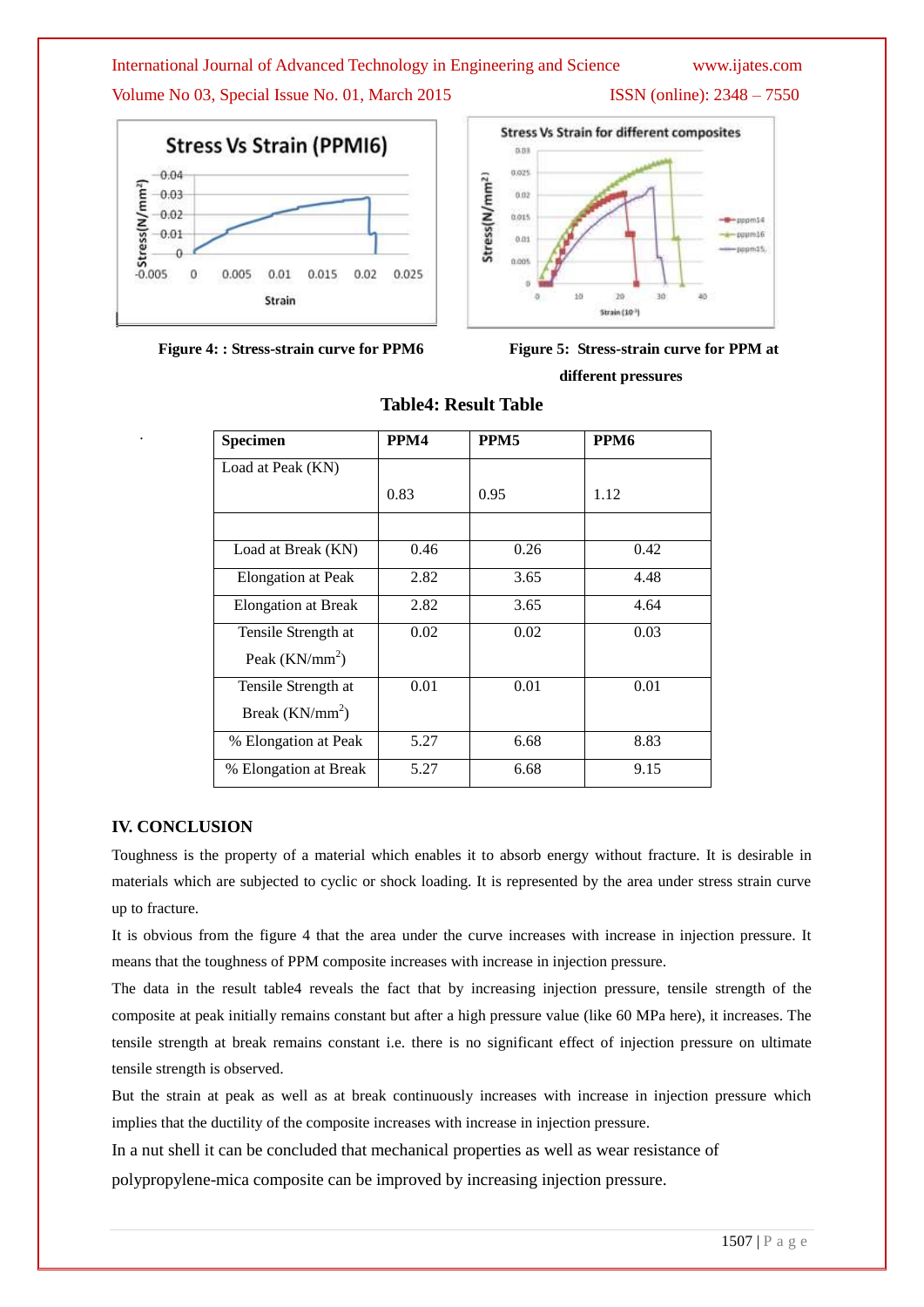Figure 4: : Stress-strain curve for PPM6

Figure 5: Stress-strain curve for PPM at different pressures

**Table4: Result Table**

| Specimen | PPM4 | PPM5 | PPM6 |
|---|---|---|---|
| Load at Peak (KN) | 0.83 | 0.95 | 1.12 |
| | | | |
| Load at Break (KN) | 0.46 | 0.26 | 0.42 |
| Elongation at Peak | 2.82 | 3.65 | 4.48 |
| Elongation at Break | 2.82 | 3.65 | 4.64 |
| Tensile Strength at Peak ($KN/mm^2$) | 0.02 | 0.02 | 0.03 |
| Tensile Strength at Break ($KN/mm^2$) | 0.01 | 0.01 | 0.01 |
| % Elongation at Peak | 5.27 | 6.68 | 8.83 |
| % Elongation at Break | 5.27 | 6.68 | 9.15 |

## IV. CONCLUSION

Toughness is the property of a material which enables it to absorb energy without fracture. It is desirable in materials which are subjected to cyclic or shock loading. It is represented by the area under stress strain curve up to fracture.

It is obvious from the figure 4 that the area under the curve increases with increase in injection pressure. It means that the toughness of PPM composite increases with increase in injection pressure.

The data in the result table4 reveals the fact that by increasing injection pressure, tensile strength of the composite at peak initially remains constant but after a high pressure value (like 60 MPa here), it increases. The tensile strength at break remains constant i.e. there is no significant effect of injection pressure on ultimate tensile strength is observed.

But the strain at peak as well as at break continuously increases with increase in injection pressure which implies that the ductility of the composite increases with increase in injection pressure.

In a nut shell it can be concluded that mechanical properties as well as wear resistance of polypropylene-mica composite can be improved by increasing injection pressure.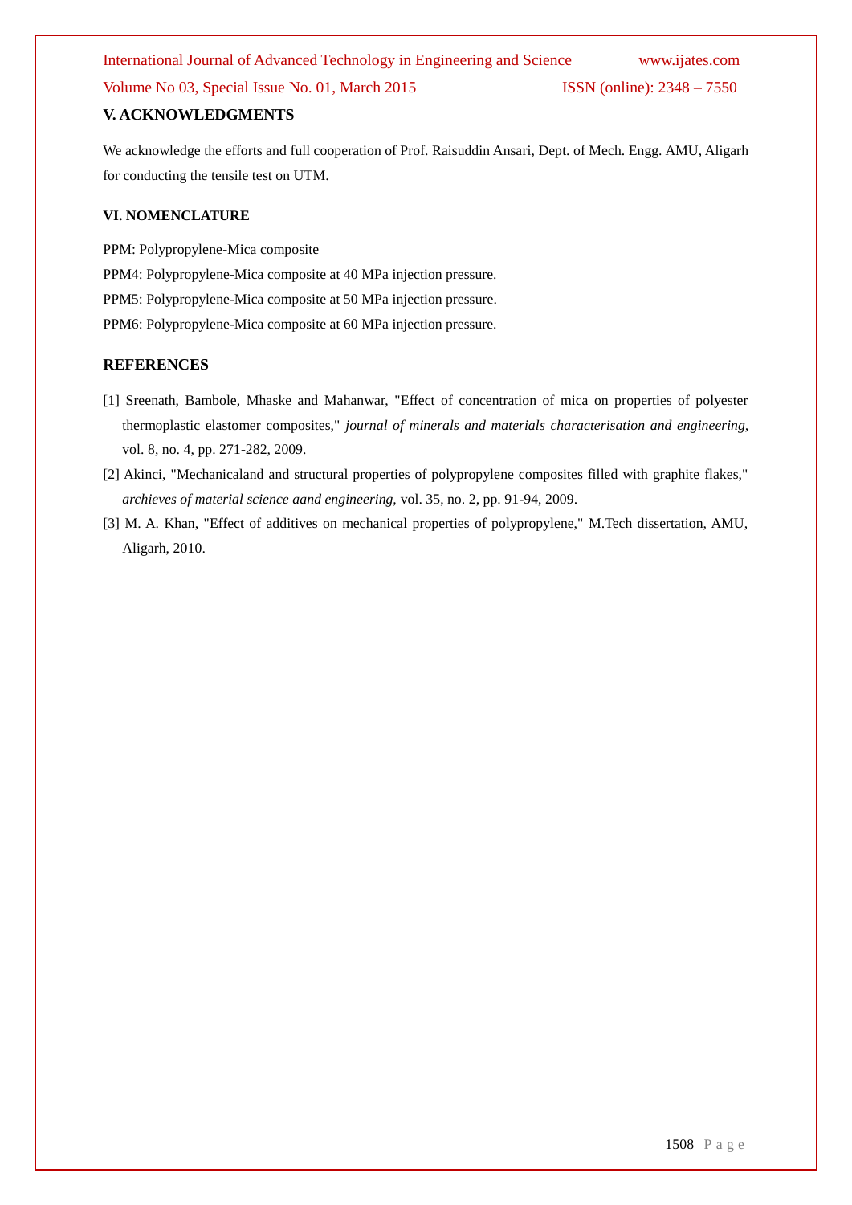## V. ACKNOWLEDGMENTS

We acknowledge the efforts and full cooperation of Prof. Raisuddin Ansari, Dept. of Mech. Engg. AMU, Aligarh for conducting the tensile test on UTM.

### VI. NOMENCLATURE

PPM: Polypropylene-Mica composite

PPM4: Polypropylene-Mica composite at 40 MPa injection pressure.

PPM5: Polypropylene-Mica composite at 50 MPa injection pressure.

PPM6: Polypropylene-Mica composite at 60 MPa injection pressure.

## REFERENCES

[1] Sreenath, Bambole, Mhaske and Mahanwar, "Effect of concentration of mica on properties of polyester thermoplastic elastomer composites," *journal of minerals and materials characterisation and engineering,* vol. 8, no. 4, pp. 271-282, 2009.

[2] Akinci, "Mechanicaland and structural properties of polypropylene composites filled with graphite flakes," *archieves of material science aand engineering,* vol. 35, no. 2, pp. 91-94, 2009.

[3] M. A. Khan, "Effect of additives on mechanical properties of polypropylene," M.Tech dissertation, AMU, Aligarh, 2010.